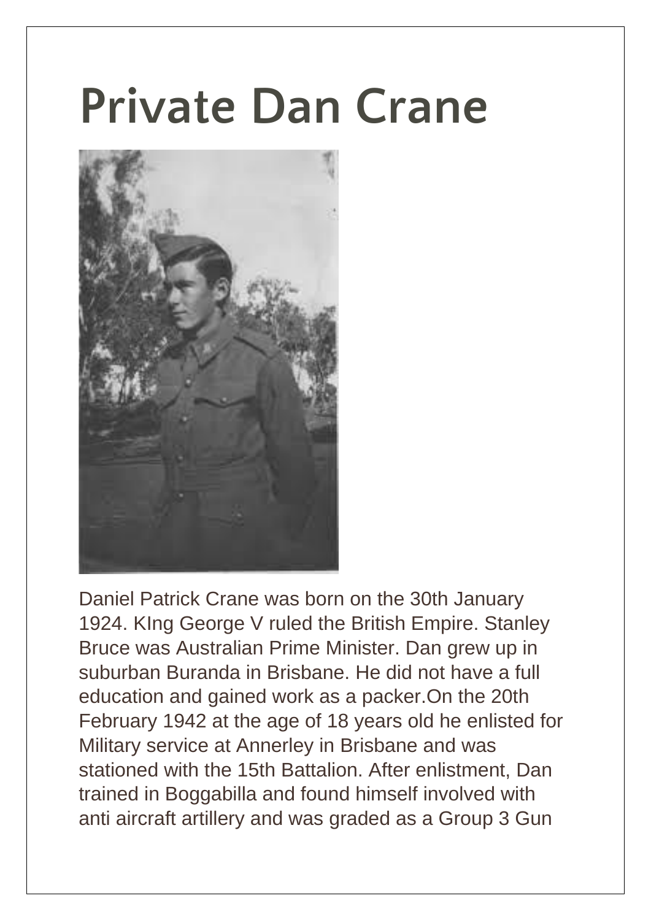# Private Dan Crane

Daniel Patrick Crane was born on the 30th January 1924. KIng George V ruled the British Empire. Stanley Bruce was Australian Prime Minister. Dan grew up in suburban Buranda in Brisbane. He did not have a full education and gained work as a packer.On the 20th February 1942 at the age of 18 years old he enlisted for Military service at Annerley in Brisbane and was stationed with the 15th Battalion. After enlistment, Dan trained in Boggabilla and found himself involved with anti aircraft artillery and was graded as a Group 3 Gun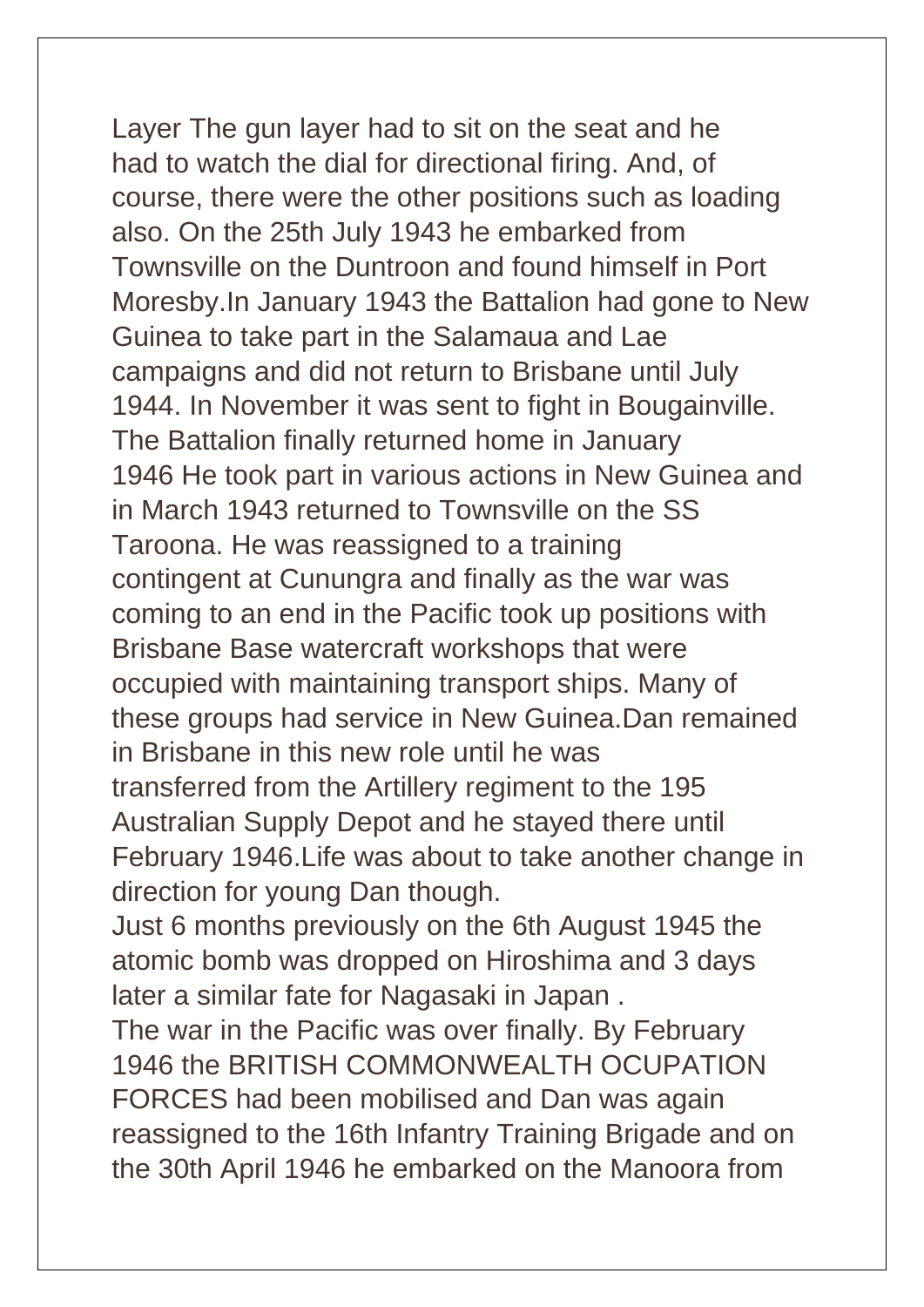Layer The gun layer had to sit on the seat and he had to watch the dial for directional firing. And, of course, there were the other positions such as loading also. On the 25th July 1943 he embarked from Townsville on the Duntroon and found himself in Port Moresby.In January 1943 the Battalion had gone to New Guinea to take part in the Salamaua and Lae campaigns and did not return to Brisbane until July 1944. In November it was sent to fight in Bougainville. The Battalion finally returned home in January 1946 He took part in various actions in New Guinea and in March 1943 returned to Townsville on the SS Taroona. He was reassigned to a training contingent at Cunungra and finally as the war was coming to an end in the Pacific took up positions with Brisbane Base watercraft workshops that were occupied with maintaining transport ships. Many of these groups had service in New Guinea.Dan remained in Brisbane in this new role until he was transferred from the Artillery regiment to the 195 Australian Supply Depot and he stayed there until February 1946.Life was about to take another change in direction for young Dan though.

Just 6 months previously on the 6th August 1945 the atomic bomb was dropped on Hiroshima and 3 days later a similar fate for Nagasaki in Japan .

The war in the Pacific was over finally. By February 1946 the BRITISH COMMONWEALTH OCUPATION FORCES had been mobilised and Dan was again reassigned to the 16th Infantry Training Brigade and on the 30th April 1946 he embarked on the Manoora from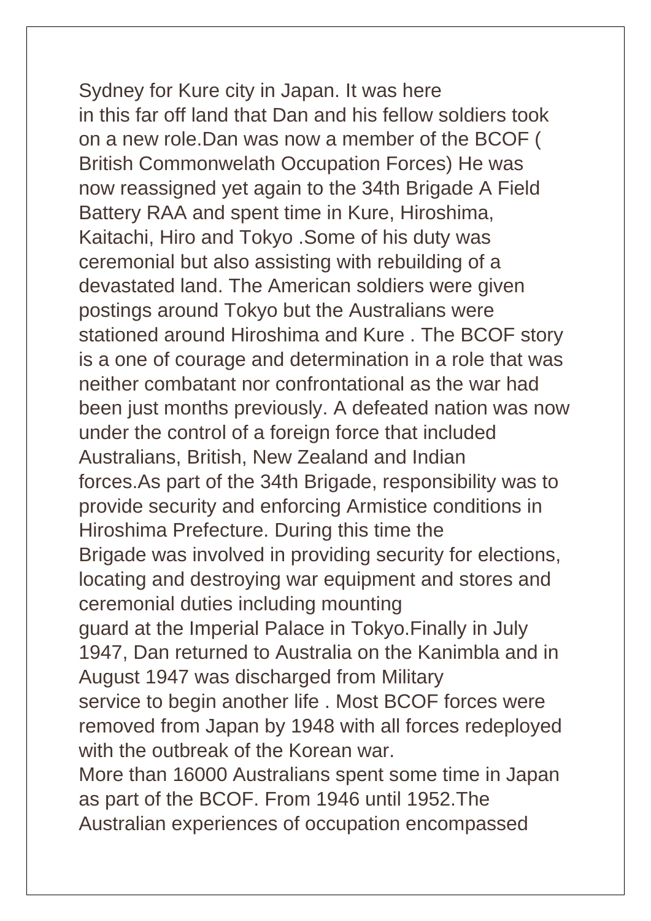Sydney for Kure city in Japan. It was here in this far off land that Dan and his fellow soldiers took on a new role.Dan was now a member of the BCOF ( British Commonwelath Occupation Forces) He was now reassigned yet again to the 34th Brigade A Field Battery RAA and spent time in Kure, Hiroshima, Kaitachi, Hiro and Tokyo .Some of his duty was ceremonial but also assisting with rebuilding of a devastated land. The American soldiers were given postings around Tokyo but the Australians were stationed around Hiroshima and Kure . The BCOF story is a one of courage and determination in a role that was neither combatant nor confrontational as the war had been just months previously. A defeated nation was now under the control of a foreign force that included Australians, British, New Zealand and Indian forces.As part of the 34th Brigade, responsibility was to provide security and enforcing Armistice conditions in Hiroshima Prefecture. During this time the Brigade was involved in providing security for elections, locating and destroying war equipment and stores and ceremonial duties including mounting guard at the Imperial Palace in Tokyo.Finally in July 1947, Dan returned to Australia on the Kanimbla and in August 1947 was discharged from Military service to begin another life . Most BCOF forces were removed from Japan by 1948 with all forces redeployed with the outbreak of the Korean war.

More than 16000 Australians spent some time in Japan as part of the BCOF. From 1946 until 1952.The Australian experiences of occupation encompassed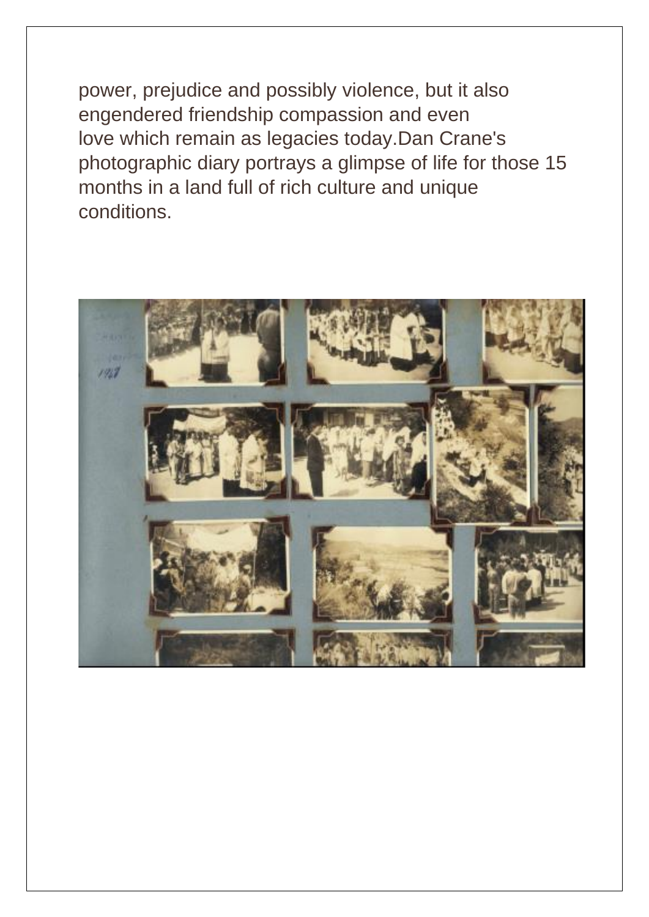power, prejudice and possibly violence, but it also engendered friendship compassion and even love which remain as legacies today.Dan Crane's photographic diary portrays a glimpse of life for those 15 months in a land full of rich culture and unique conditions.